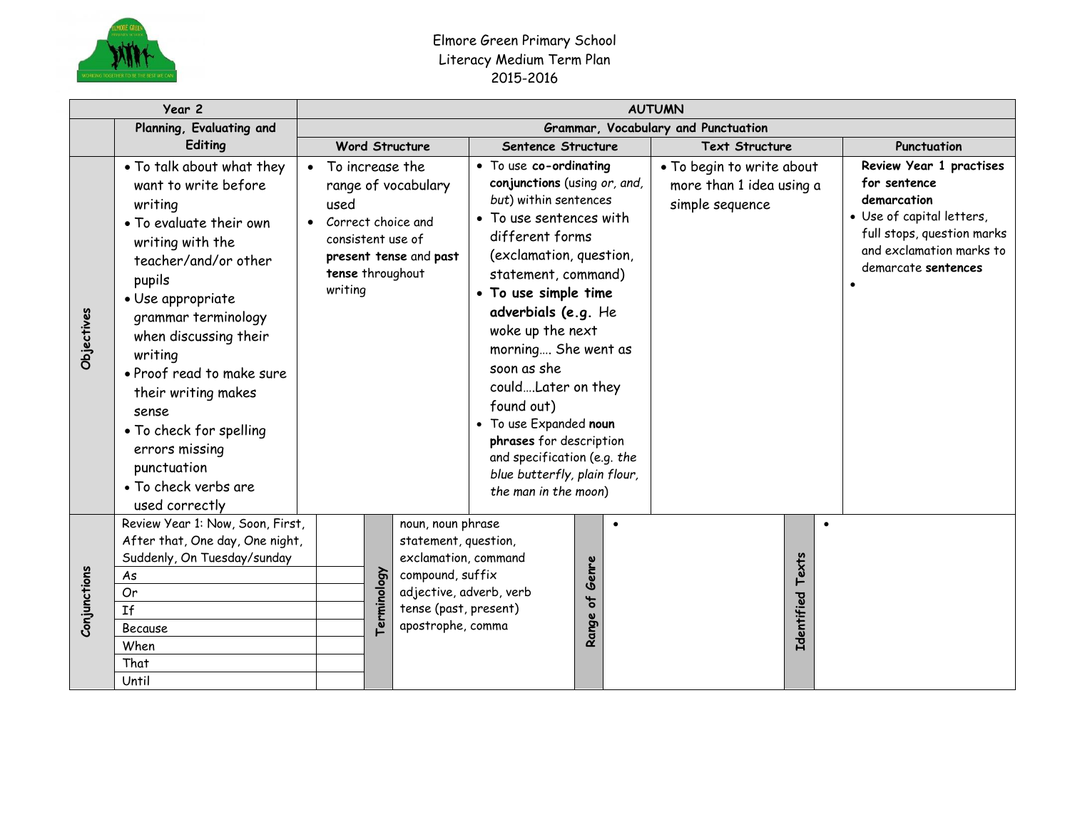# Elmore Green Primary School
## Literacy Medium Term Plan
## 2015-2016

| Year 2 | | AUTUMN | | | |
|---|---|---|---|---|---|
| | Planning, Evaluating and Editing | Grammar, Vocabulary and Punctuation | | | |
| | | Word Structure | Sentence Structure | Text Structure | Punctuation |
| **Objectives** | • To talk about what they want to write before writing<br>• To evaluate their own writing with the teacher/and/or other pupils<br>• Use appropriate grammar terminology when discussing their writing<br>• Proof read to make sure their writing makes sense<br>• To check for spelling errors missing punctuation<br>• To check verbs are used correctly | • To increase the range of vocabulary used<br>• Correct choice and consistent use of **present tense** and **past tense** throughout writing | • To use **co-ordinating conjunctions** (using *or, and, but*) within sentences<br>• To use sentences with different forms (exclamation, question, statement, command)<br>• **To use simple time adverbials (e.g.** He woke up the next morning…. She went as soon as she could….Later on they found out)<br>• To use Expanded **noun phrases** for description and specification (e.g. *the blue butterfly, plain flour, the man in the moon*) | • To begin to write about more than 1 idea using a simple sequence | **Review Year 1 practises for sentence demarcation**<br>• Use of capital letters, full stops, question marks and exclamation marks to demarcate **sentences**<br>• |

| **Conjunctions** | | **Terminology** | | **Range of Genre** | **Identified Texts** |
|---|---|---|---|---|---|
| Review Year 1: Now, Soon, First, After that, One day, One night, Suddenly, On Tuesday/sunday | | | noun, noun phrase<br>statement, question, exclamation, command<br>compound, suffix<br>adjective, adverb, verb<br>tense (past, present)<br>apostrophe, comma | • | • |
| As | | | | | |
| Or | | | | | |
| If | | | | | |
| Because | | | | | |
| When | | | | | |
| That | | | | | |
| Until | | | | | |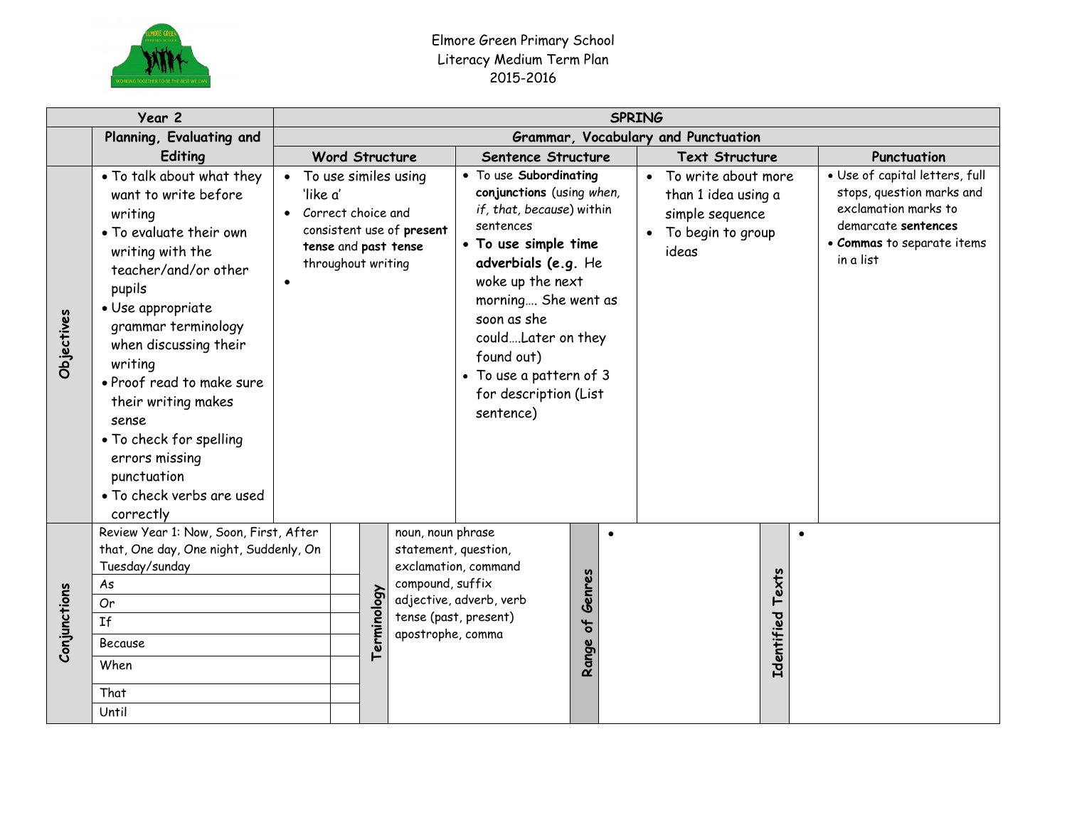Elmore Green Primary School
Literacy Medium Term Plan
2015-2016

| Year 2 | | SPRING | | | | |
|---|---|---|---|---|---|---|
| | Planning, Evaluating and Editing | Grammar, Vocabulary and Punctuation | | | | |
| | | Word Structure | Sentence Structure | Text Structure | Punctuation | |
| Objectives | • To talk about what they want to write before writing<br>• To evaluate their own writing with the teacher/and/or other pupils<br>• Use appropriate grammar terminology when discussing their writing<br>• Proof read to make sure their writing makes sense<br>• To check for spelling errors missing punctuation<br>• To check verbs are used correctly | • To use similes using 'like a'<br>• Correct choice and consistent use of **present tense** and **past tense** throughout writing<br>• | • To use **Subordinating conjunctions** (using *when, if, that, because*) within sentences<br>• **To use simple time adverbials (e.g.** He woke up the next morning…. She went as soon as she could….Later on they found out)<br>• To use a pattern of 3 for description (List sentence) | • To write about more than 1 idea using a simple sequence<br>• To begin to group ideas | • Use of capital letters, full stops, question marks and exclamation marks to demarcate **sentences**<br>• **Commas** to separate items in a list | |

| Conjunctions | | | Terminology | | Range of Genres | | Identified Texts | |
|---|---|---|---|---|---|---|---|---|
| | Review Year 1: Now, Soon, First, After that, One day, One night, Suddenly, On Tuesday/sunday | | | noun, noun phrase<br>statement, question, exclamation, command<br>compound, suffix<br>adjective, adverb, verb<br>tense (past, present)<br>apostrophe, comma | | • | | • |
| | As | | | | | | | |
| | Or | | | | | | | |
| | If | | | | | | | |
| | Because | | | | | | | |
| | When | | | | | | | |
| | That | | | | | | | |
| | Until | | | | | | | |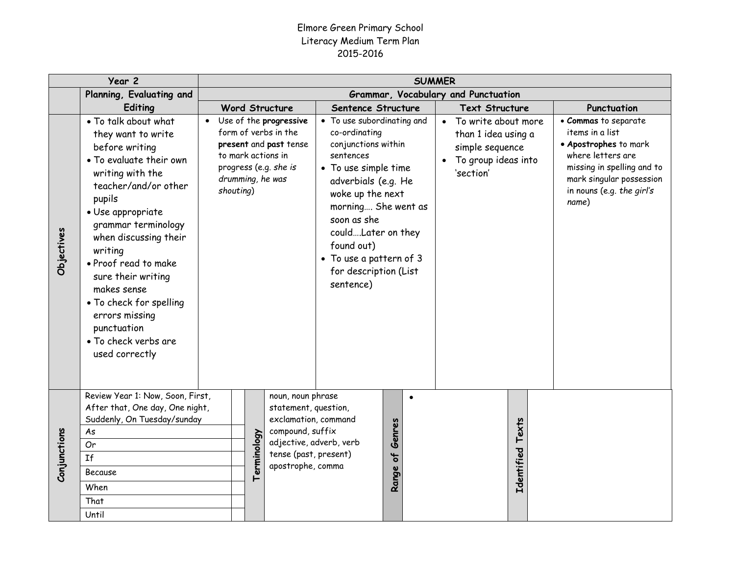Elmore Green Primary School
Literacy Medium Term Plan
2015-2016

| Year 2 | | SUMMER | | | |
|---|---|---|---|---|---|
| | Planning, Evaluating and Editing | Grammar, Vocabulary and Punctuation | | | |
| | | Word Structure | Sentence Structure | Text Structure | Punctuation |
| Objectives | • To talk about what they want to write before writing<br>• To evaluate their own writing with the teacher/and/or other pupils<br>• Use appropriate grammar terminology when discussing their writing<br>• Proof read to make sure their writing makes sense<br>• To check for spelling errors missing punctuation<br>• To check verbs are used correctly | • Use of the **progressive** form of verbs in the **present** and **past** tense to mark actions in progress (e.g. *she is drumming, he was shouting*) | • To use subordinating and co-ordinating conjunctions within sentences<br>• To use simple time adverbials (e.g. He woke up the next morning…. She went as soon as she could….Later on they found out)<br>• To use a pattern of 3 for description (List sentence) | • To write about more than 1 idea using a simple sequence<br>• To group ideas into 'section' | • **Commas** to separate items in a list<br>• **Apostrophes** to mark where letters are missing in spelling and to mark singular possession in nouns (e.g. *the girl's name*) |

| Conjunctions | | | Terminology | | Range of Genres | | Identified Texts | |
|---|---|---|---|---|---|---|---|---|
| | Review Year 1: Now, Soon, First, After that, One day, One night, Suddenly, On Tuesday/sunday | | | noun, noun phrase<br>statement, question, exclamation, command<br>compound, suffix<br>adjective, adverb, verb<br>tense (past, present)<br>apostrophe, comma | | • | | |
| | As | | | | | | | |
| | Or | | | | | | | |
| | If | | | | | | | |
| | Because | | | | | | | |
| | When | | | | | | | |
| | That | | | | | | | |
| | Until | | | | | | | |